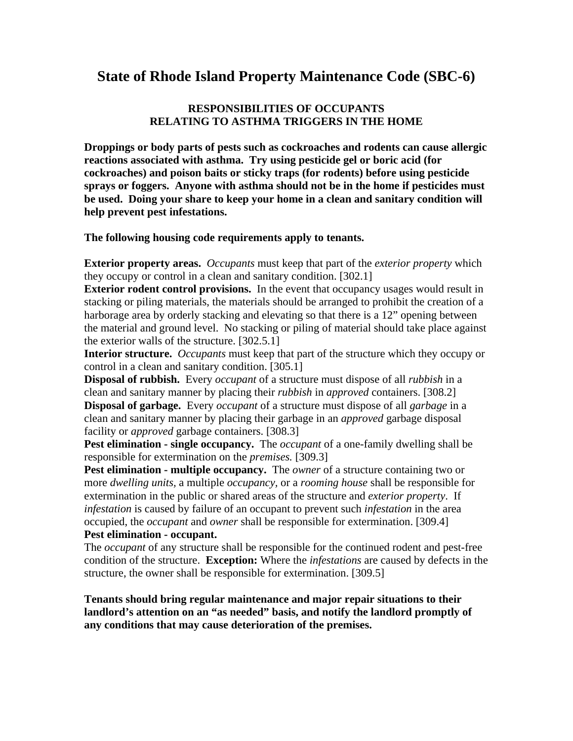# State of Rhode Island Property Maintenance Code (SBC-6)

### RESPONSIBILITIES OF OCCUPANTS
### RELATING TO ASTHMA TRIGGERS IN THE HOME

**Droppings or body parts of pests such as cockroaches and rodents can cause allergic reactions associated with asthma. Try using pesticide gel or boric acid (for cockroaches) and poison baits or sticky traps (for rodents) before using pesticide sprays or foggers. Anyone with asthma should not be in the home if pesticides must be used. Doing your share to keep your home in a clean and sanitary condition will help prevent pest infestations.**

**The following housing code requirements apply to tenants.**

**Exterior property areas.** *Occupants* must keep that part of the *exterior property* which they occupy or control in a clean and sanitary condition. [302.1]

**Exterior rodent control provisions.** In the event that occupancy usages would result in stacking or piling materials, the materials should be arranged to prohibit the creation of a harborage area by orderly stacking and elevating so that there is a 12" opening between the material and ground level. No stacking or piling of material should take place against the exterior walls of the structure. [302.5.1]

**Interior structure.** *Occupants* must keep that part of the structure which they occupy or control in a clean and sanitary condition. [305.1]

**Disposal of rubbish.** Every *occupant* of a structure must dispose of all *rubbish* in a clean and sanitary manner by placing their *rubbish* in *approved* containers. [308.2]

**Disposal of garbage.** Every *occupant* of a structure must dispose of all *garbage* in a clean and sanitary manner by placing their garbage in an *approved* garbage disposal facility or *approved* garbage containers. [308.3]

**Pest elimination - single occupancy.** The *occupant* of a one-family dwelling shall be responsible for extermination on the *premises.* [309.3]

**Pest elimination - multiple occupancy.** The *owner* of a structure containing two or more *dwelling units,* a multiple *occupancy,* or a *rooming house* shall be responsible for extermination in the public or shared areas of the structure and *exterior property*. If *infestation* is caused by failure of an occupant to prevent such *infestation* in the area occupied, the *occupant* and *owner* shall be responsible for extermination. [309.4]

**Pest elimination - occupant.**
The *occupant* of any structure shall be responsible for the continued rodent and pest-free condition of the structure. **Exception:** Where the *infestations* are caused by defects in the structure, the owner shall be responsible for extermination. [309.5]

**Tenants should bring regular maintenance and major repair situations to their landlord's attention on an "as needed" basis, and notify the landlord promptly of any conditions that may cause deterioration of the premises.**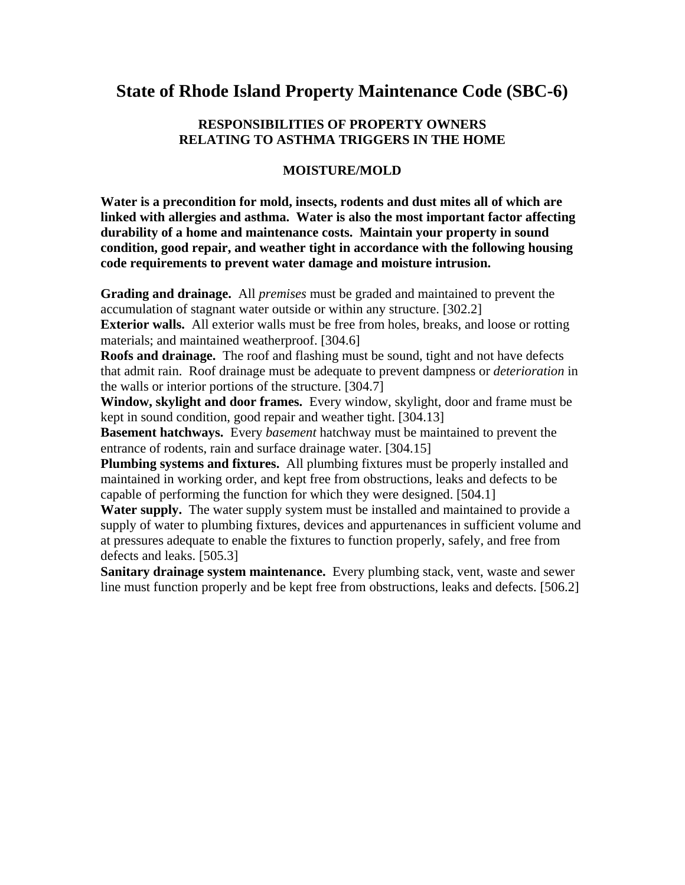# State of Rhode Island Property Maintenance Code (SBC-6)

## RESPONSIBILITIES OF PROPERTY OWNERS RELATING TO ASTHMA TRIGGERS IN THE HOME

### MOISTURE/MOLD

**Water is a precondition for mold, insects, rodents and dust mites all of which are linked with allergies and asthma. Water is also the most important factor affecting durability of a home and maintenance costs. Maintain your property in sound condition, good repair, and weather tight in accordance with the following housing code requirements to prevent water damage and moisture intrusion.**

**Grading and drainage.** All *premises* must be graded and maintained to prevent the accumulation of stagnant water outside or within any structure. [302.2]

**Exterior walls.** All exterior walls must be free from holes, breaks, and loose or rotting materials; and maintained weatherproof. [304.6]

**Roofs and drainage.** The roof and flashing must be sound, tight and not have defects that admit rain. Roof drainage must be adequate to prevent dampness or *deterioration* in the walls or interior portions of the structure. [304.7]

**Window, skylight and door frames.** Every window, skylight, door and frame must be kept in sound condition, good repair and weather tight. [304.13]

**Basement hatchways.** Every *basement* hatchway must be maintained to prevent the entrance of rodents, rain and surface drainage water. [304.15]

**Plumbing systems and fixtures.** All plumbing fixtures must be properly installed and maintained in working order, and kept free from obstructions, leaks and defects to be capable of performing the function for which they were designed. [504.1]

**Water supply.** The water supply system must be installed and maintained to provide a supply of water to plumbing fixtures, devices and appurtenances in sufficient volume and at pressures adequate to enable the fixtures to function properly, safely, and free from defects and leaks. [505.3]

**Sanitary drainage system maintenance.** Every plumbing stack, vent, waste and sewer line must function properly and be kept free from obstructions, leaks and defects. [506.2]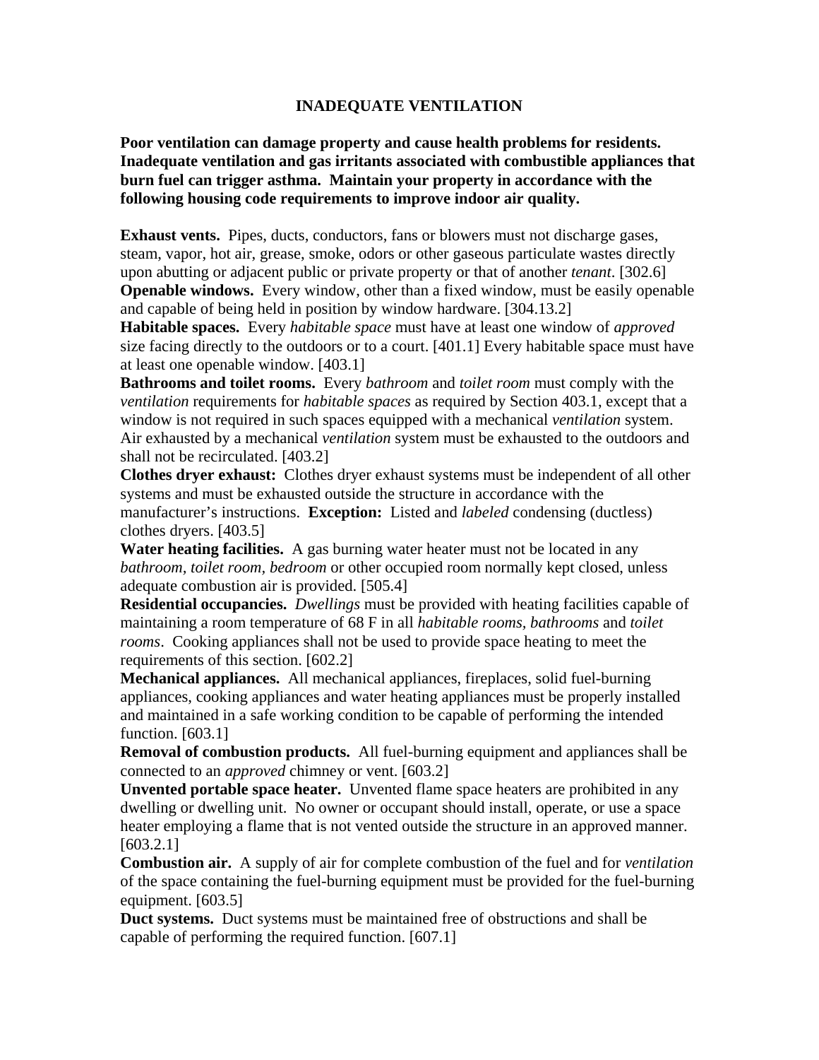# INADEQUATE VENTILATION

**Poor ventilation can damage property and cause health problems for residents. Inadequate ventilation and gas irritants associated with combustible appliances that burn fuel can trigger asthma. Maintain your property in accordance with the following housing code requirements to improve indoor air quality.**

**Exhaust vents.** Pipes, ducts, conductors, fans or blowers must not discharge gases, steam, vapor, hot air, grease, smoke, odors or other gaseous particulate wastes directly upon abutting or adjacent public or private property or that of another *tenant*. [302.6]

**Openable windows.** Every window, other than a fixed window, must be easily openable and capable of being held in position by window hardware. [304.13.2]

**Habitable spaces.** Every *habitable space* must have at least one window of *approved* size facing directly to the outdoors or to a court. [401.1] Every habitable space must have at least one openable window. [403.1]

**Bathrooms and toilet rooms.** Every *bathroom* and *toilet room* must comply with the *ventilation* requirements for *habitable spaces* as required by Section 403.1, except that a window is not required in such spaces equipped with a mechanical *ventilation* system. Air exhausted by a mechanical *ventilation* system must be exhausted to the outdoors and shall not be recirculated. [403.2]

**Clothes dryer exhaust:** Clothes dryer exhaust systems must be independent of all other systems and must be exhausted outside the structure in accordance with the manufacturer's instructions. **Exception:** Listed and *labeled* condensing (ductless) clothes dryers. [403.5]

**Water heating facilities.** A gas burning water heater must not be located in any *bathroom, toilet room, bedroom* or other occupied room normally kept closed, unless adequate combustion air is provided. [505.4]

**Residential occupancies.** *Dwellings* must be provided with heating facilities capable of maintaining a room temperature of 68 F in all *habitable rooms, bathrooms* and *toilet rooms*. Cooking appliances shall not be used to provide space heating to meet the requirements of this section. [602.2]

**Mechanical appliances.** All mechanical appliances, fireplaces, solid fuel-burning appliances, cooking appliances and water heating appliances must be properly installed and maintained in a safe working condition to be capable of performing the intended function. [603.1]

**Removal of combustion products.** All fuel-burning equipment and appliances shall be connected to an *approved* chimney or vent. [603.2]

**Unvented portable space heater.** Unvented flame space heaters are prohibited in any dwelling or dwelling unit. No owner or occupant should install, operate, or use a space heater employing a flame that is not vented outside the structure in an approved manner. [603.2.1]

**Combustion air.** A supply of air for complete combustion of the fuel and for *ventilation* of the space containing the fuel-burning equipment must be provided for the fuel-burning equipment. [603.5]

**Duct systems.** Duct systems must be maintained free of obstructions and shall be capable of performing the required function. [607.1]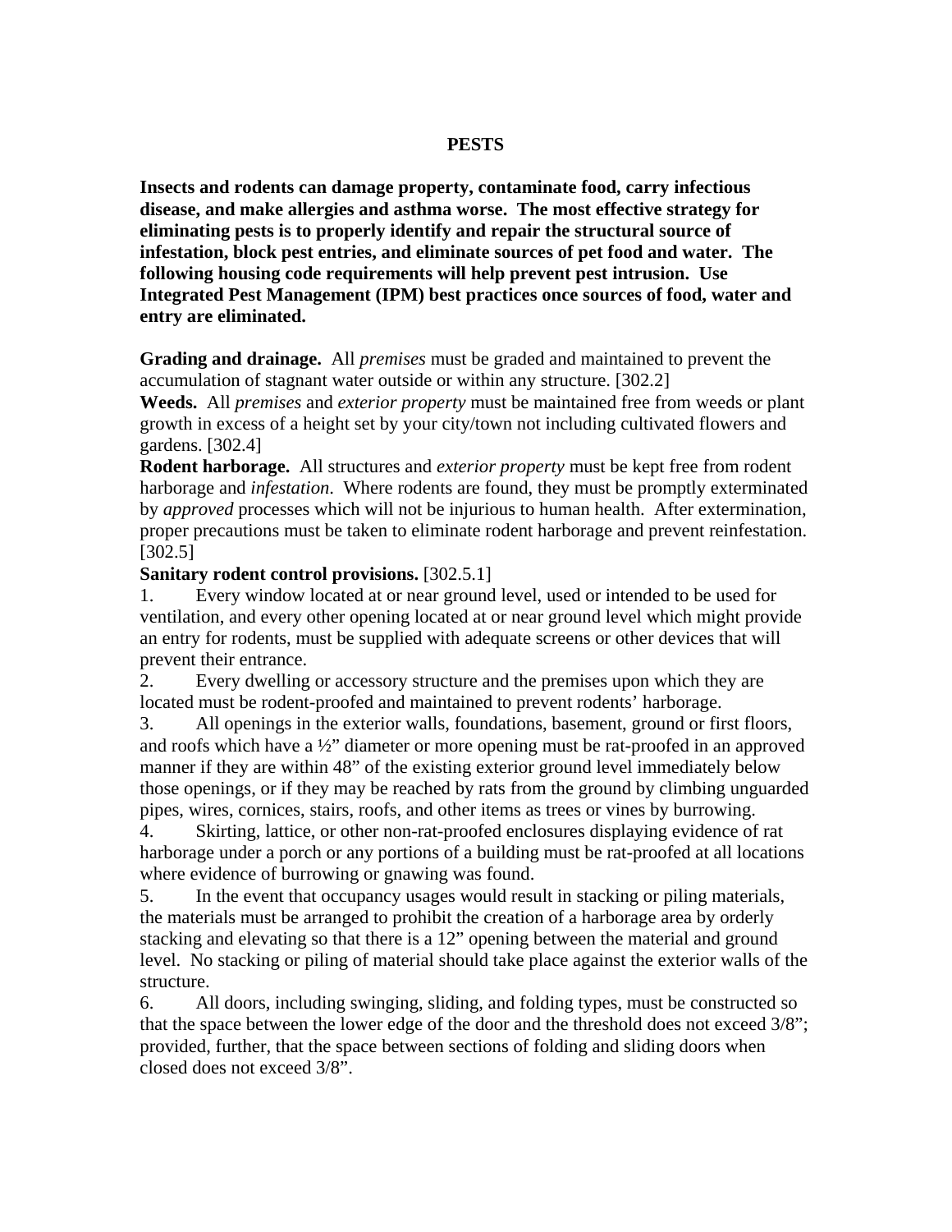# PESTS

**Insects and rodents can damage property, contaminate food, carry infectious disease, and make allergies and asthma worse. The most effective strategy for eliminating pests is to properly identify and repair the structural source of infestation, block pest entries, and eliminate sources of pet food and water. The following housing code requirements will help prevent pest intrusion. Use Integrated Pest Management (IPM) best practices once sources of food, water and entry are eliminated.**

**Grading and drainage.** All *premises* must be graded and maintained to prevent the accumulation of stagnant water outside or within any structure. [302.2]

**Weeds.** All *premises* and *exterior property* must be maintained free from weeds or plant growth in excess of a height set by your city/town not including cultivated flowers and gardens. [302.4]

**Rodent harborage.** All structures and *exterior property* must be kept free from rodent harborage and *infestation*. Where rodents are found, they must be promptly exterminated by *approved* processes which will not be injurious to human health. After extermination, proper precautions must be taken to eliminate rodent harborage and prevent reinfestation. [302.5]

**Sanitary rodent control provisions.** [302.5.1]

1. Every window located at or near ground level, used or intended to be used for ventilation, and every other opening located at or near ground level which might provide an entry for rodents, must be supplied with adequate screens or other devices that will prevent their entrance.
2. Every dwelling or accessory structure and the premises upon which they are located must be rodent-proofed and maintained to prevent rodents' harborage.
3. All openings in the exterior walls, foundations, basement, ground or first floors, and roofs which have a ½" diameter or more opening must be rat-proofed in an approved manner if they are within 48" of the existing exterior ground level immediately below those openings, or if they may be reached by rats from the ground by climbing unguarded pipes, wires, cornices, stairs, roofs, and other items as trees or vines by burrowing.
4. Skirting, lattice, or other non-rat-proofed enclosures displaying evidence of rat harborage under a porch or any portions of a building must be rat-proofed at all locations where evidence of burrowing or gnawing was found.
5. In the event that occupancy usages would result in stacking or piling materials, the materials must be arranged to prohibit the creation of a harborage area by orderly stacking and elevating so that there is a 12" opening between the material and ground level. No stacking or piling of material should take place against the exterior walls of the structure.
6. All doors, including swinging, sliding, and folding types, must be constructed so that the space between the lower edge of the door and the threshold does not exceed 3/8"; provided, further, that the space between sections of folding and sliding doors when closed does not exceed 3/8".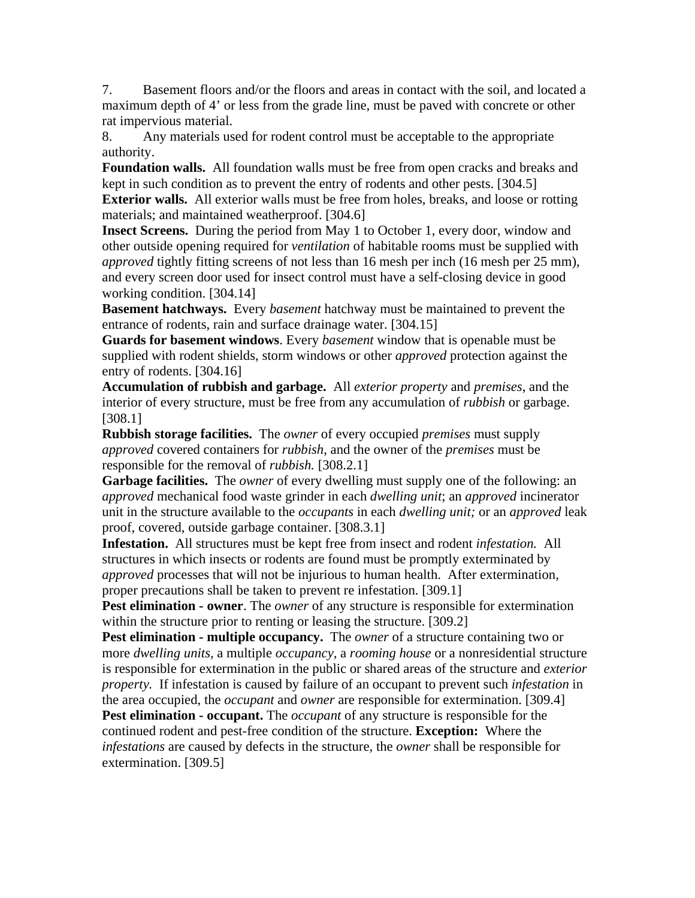7. Basement floors and/or the floors and areas in contact with the soil, and located a maximum depth of 4’ or less from the grade line, must be paved with concrete or other rat impervious material.

8. Any materials used for rodent control must be acceptable to the appropriate authority.

**Foundation walls.** All foundation walls must be free from open cracks and breaks and kept in such condition as to prevent the entry of rodents and other pests. [304.5]

**Exterior walls.** All exterior walls must be free from holes, breaks, and loose or rotting materials; and maintained weatherproof. [304.6]

**Insect Screens.** During the period from May 1 to October 1, every door, window and other outside opening required for *ventilation* of habitable rooms must be supplied with *approved* tightly fitting screens of not less than 16 mesh per inch (16 mesh per 25 mm), and every screen door used for insect control must have a self-closing device in good working condition. [304.14]

**Basement hatchways.** Every *basement* hatchway must be maintained to prevent the entrance of rodents, rain and surface drainage water. [304.15]

**Guards for basement windows**. Every *basement* window that is openable must be supplied with rodent shields, storm windows or other *approved* protection against the entry of rodents. [304.16]

**Accumulation of rubbish and garbage.** All *exterior property* and *premises*, and the interior of every structure, must be free from any accumulation of *rubbish* or garbage. [308.1]

**Rubbish storage facilities.** The *owner* of every occupied *premises* must supply *approved* covered containers for *rubbish*, and the owner of the *premises* must be responsible for the removal of *rubbish.* [308.2.1]

**Garbage facilities.** The *owner* of every dwelling must supply one of the following: an *approved* mechanical food waste grinder in each *dwelling unit*; an *approved* incinerator unit in the structure available to the *occupants* in each *dwelling unit;* or an *approved* leak proof, covered, outside garbage container. [308.3.1]

**Infestation.** All structures must be kept free from insect and rodent *infestation.* All structures in which insects or rodents are found must be promptly exterminated by *approved* processes that will not be injurious to human health. After extermination, proper precautions shall be taken to prevent re infestation. [309.1]

**Pest elimination - owner**. The *owner* of any structure is responsible for extermination within the structure prior to renting or leasing the structure. [309.2]

**Pest elimination - multiple occupancy.** The *owner* of a structure containing two or more *dwelling units*, a multiple *occupancy*, a *rooming house* or a nonresidential structure is responsible for extermination in the public or shared areas of the structure and *exterior property.* If infestation is caused by failure of an occupant to prevent such *infestation* in the area occupied, the *occupant* and *owner* are responsible for extermination. [309.4]

**Pest elimination - occupant.** The *occupant* of any structure is responsible for the continued rodent and pest-free condition of the structure. **Exception:** Where the *infestations* are caused by defects in the structure, the *owner* shall be responsible for extermination. [309.5]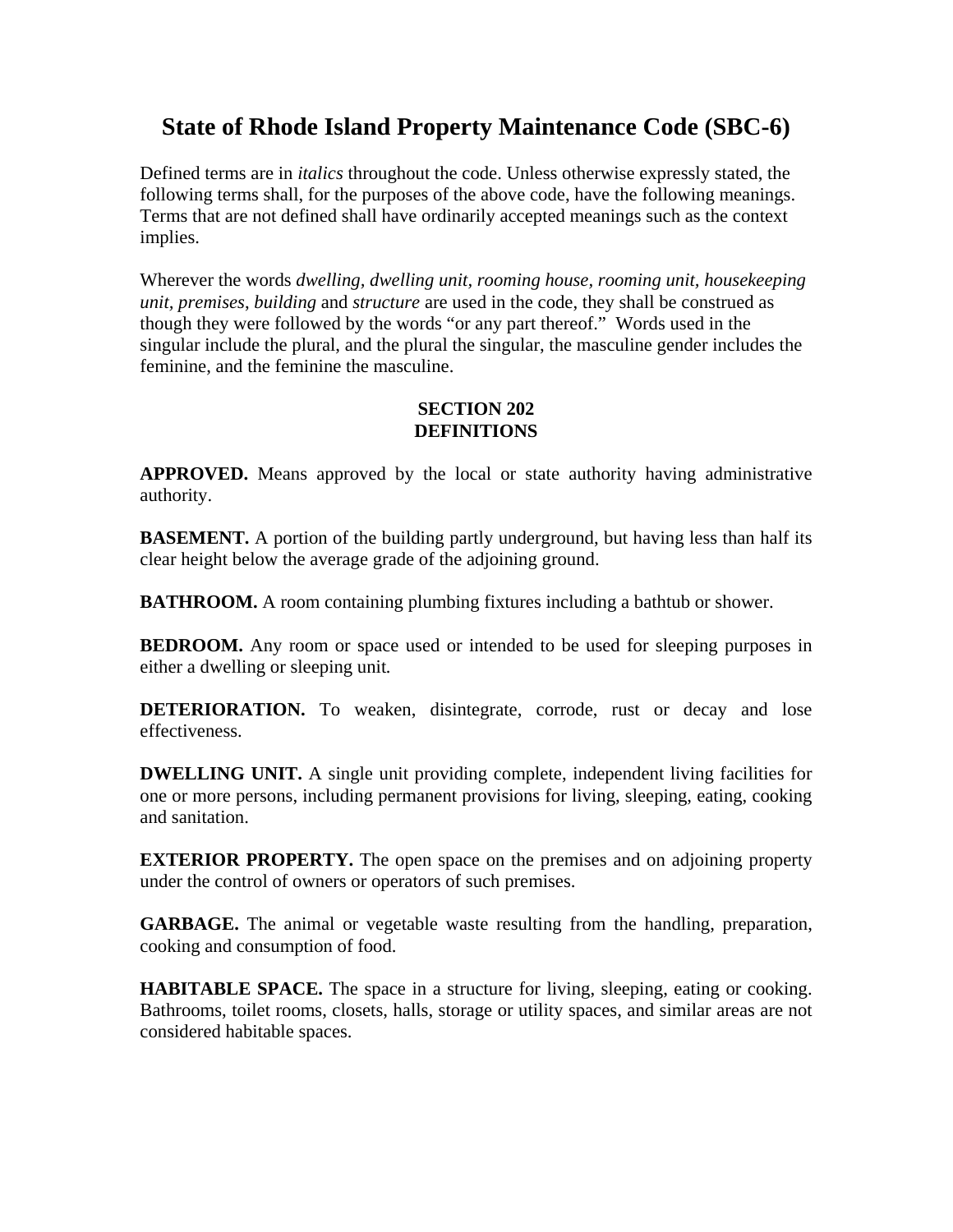# State of Rhode Island Property Maintenance Code (SBC-6)

Defined terms are in *italics* throughout the code. Unless otherwise expressly stated, the following terms shall, for the purposes of the above code, have the following meanings. Terms that are not defined shall have ordinarily accepted meanings such as the context implies.

Wherever the words *dwelling, dwelling unit, rooming house, rooming unit, housekeeping unit, premises*, *building* and *structure* are used in the code, they shall be construed as though they were followed by the words "or any part thereof." Words used in the singular include the plural, and the plural the singular, the masculine gender includes the feminine, and the feminine the masculine.

**SECTION 202**
**DEFINITIONS**

**APPROVED.** Means approved by the local or state authority having administrative authority.

**BASEMENT.** A portion of the building partly underground, but having less than half its clear height below the average grade of the adjoining ground.

**BATHROOM.** A room containing plumbing fixtures including a bathtub or shower.

**BEDROOM.** Any room or space used or intended to be used for sleeping purposes in either a dwelling or sleeping unit.

**DETERIORATION.** To weaken, disintegrate, corrode, rust or decay and lose effectiveness.

**DWELLING UNIT.** A single unit providing complete, independent living facilities for one or more persons, including permanent provisions for living, sleeping, eating, cooking and sanitation.

**EXTERIOR PROPERTY.** The open space on the premises and on adjoining property under the control of owners or operators of such premises.

**GARBAGE.** The animal or vegetable waste resulting from the handling, preparation, cooking and consumption of food.

**HABITABLE SPACE.** The space in a structure for living, sleeping, eating or cooking. Bathrooms, toilet rooms, closets, halls, storage or utility spaces, and similar areas are not considered habitable spaces.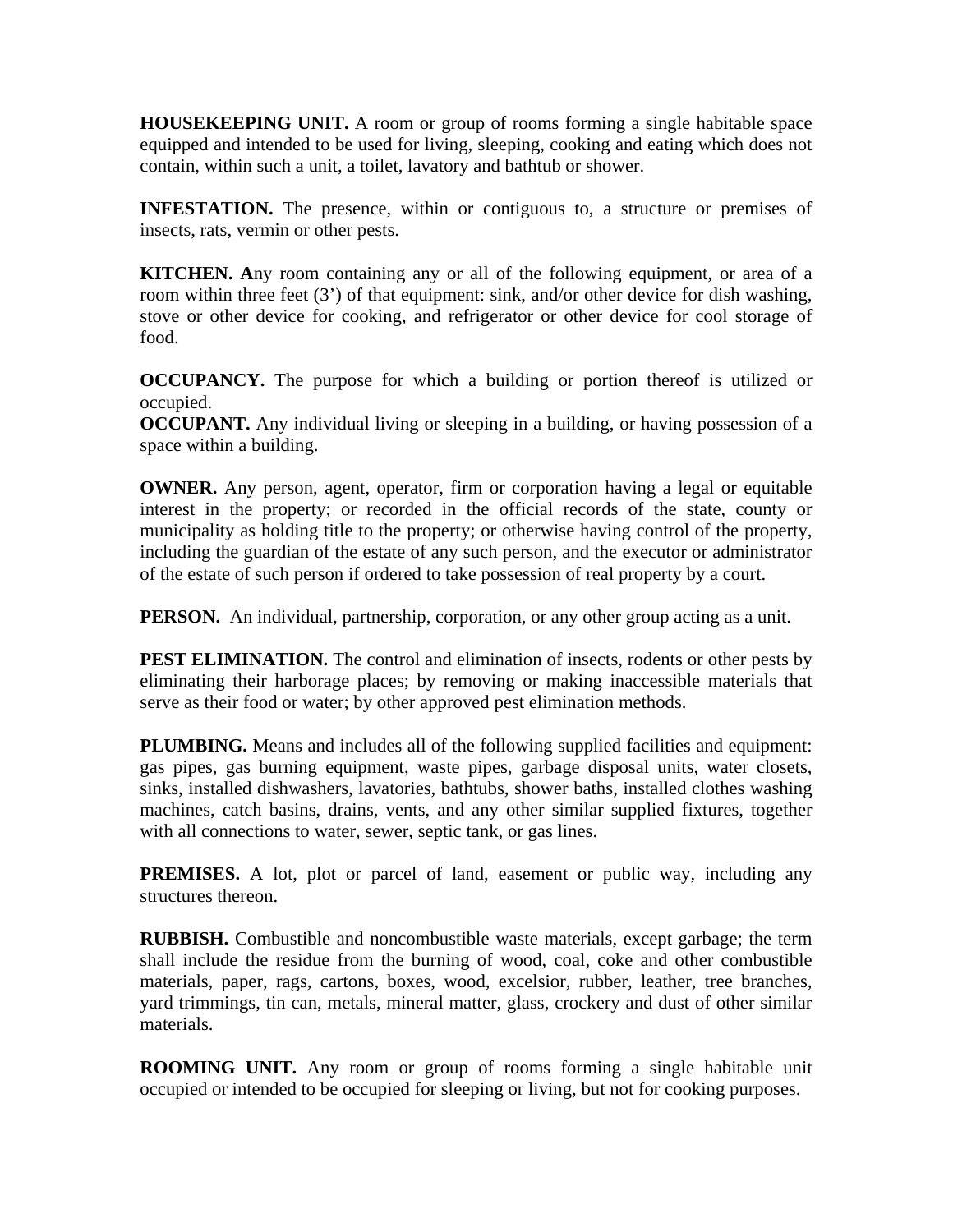**HOUSEKEEPING UNIT.** A room or group of rooms forming a single habitable space equipped and intended to be used for living, sleeping, cooking and eating which does not contain, within such a unit, a toilet, lavatory and bathtub or shower.

**INFESTATION.** The presence, within or contiguous to, a structure or premises of insects, rats, vermin or other pests.

**KITCHEN. A**ny room containing any or all of the following equipment, or area of a room within three feet (3') of that equipment: sink, and/or other device for dish washing, stove or other device for cooking, and refrigerator or other device for cool storage of food.

**OCCUPANCY.** The purpose for which a building or portion thereof is utilized or occupied.

**OCCUPANT.** Any individual living or sleeping in a building, or having possession of a space within a building.

**OWNER.** Any person, agent, operator, firm or corporation having a legal or equitable interest in the property; or recorded in the official records of the state, county or municipality as holding title to the property; or otherwise having control of the property, including the guardian of the estate of any such person, and the executor or administrator of the estate of such person if ordered to take possession of real property by a court.

**PERSON.** An individual, partnership, corporation, or any other group acting as a unit.

**PEST ELIMINATION.** The control and elimination of insects, rodents or other pests by eliminating their harborage places; by removing or making inaccessible materials that serve as their food or water; by other approved pest elimination methods.

**PLUMBING.** Means and includes all of the following supplied facilities and equipment: gas pipes, gas burning equipment, waste pipes, garbage disposal units, water closets, sinks, installed dishwashers, lavatories, bathtubs, shower baths, installed clothes washing machines, catch basins, drains, vents, and any other similar supplied fixtures, together with all connections to water, sewer, septic tank, or gas lines.

**PREMISES.** A lot, plot or parcel of land, easement or public way, including any structures thereon.

**RUBBISH.** Combustible and noncombustible waste materials, except garbage; the term shall include the residue from the burning of wood, coal, coke and other combustible materials, paper, rags, cartons, boxes, wood, excelsior, rubber, leather, tree branches, yard trimmings, tin can, metals, mineral matter, glass, crockery and dust of other similar materials.

**ROOMING UNIT.** Any room or group of rooms forming a single habitable unit occupied or intended to be occupied for sleeping or living, but not for cooking purposes.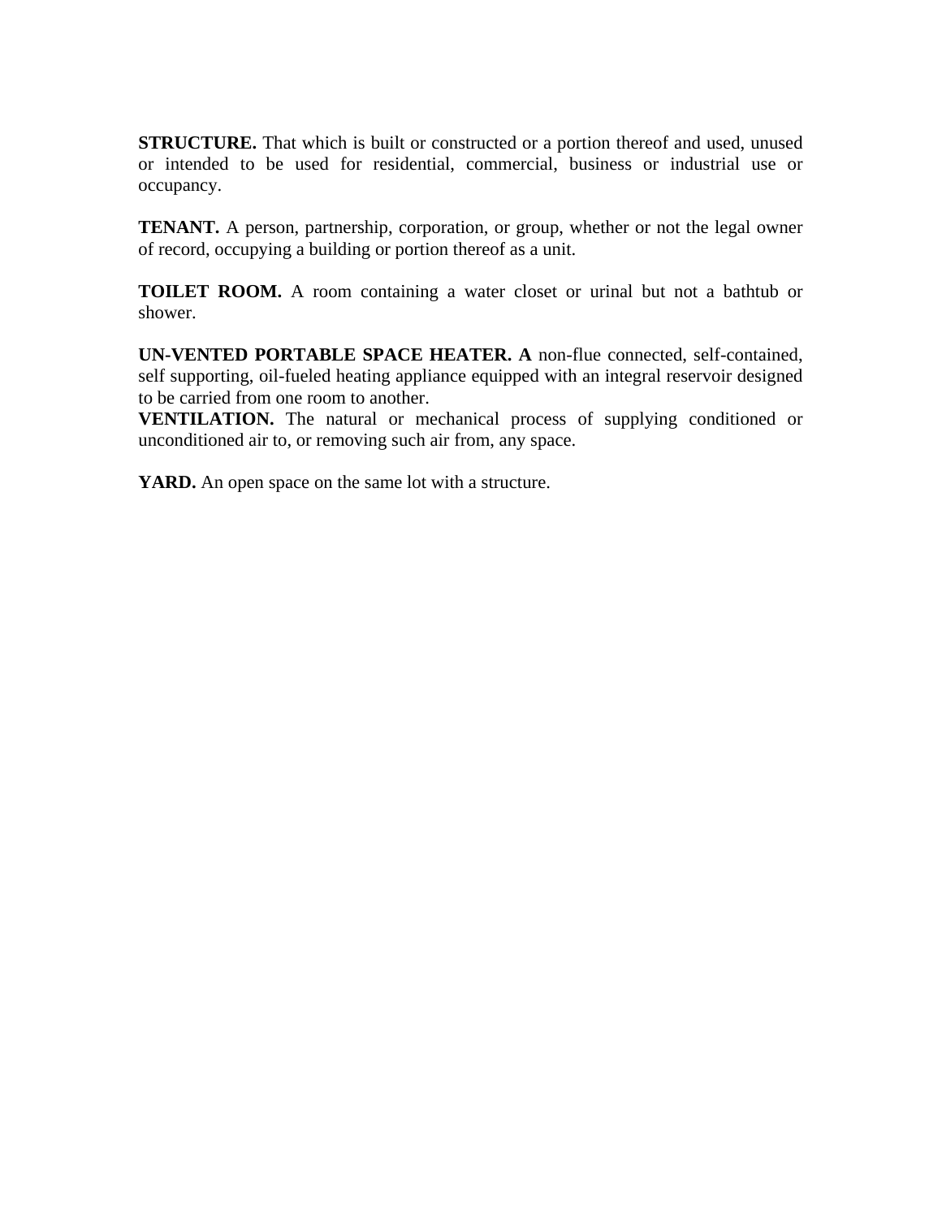**STRUCTURE.** That which is built or constructed or a portion thereof and used, unused or intended to be used for residential, commercial, business or industrial use or occupancy.

**TENANT.** A person, partnership, corporation, or group, whether or not the legal owner of record, occupying a building or portion thereof as a unit.

**TOILET ROOM.** A room containing a water closet or urinal but not a bathtub or shower.

**UN-VENTED PORTABLE SPACE HEATER. A** non-flue connected, self-contained, self supporting, oil-fueled heating appliance equipped with an integral reservoir designed to be carried from one room to another.

**VENTILATION.** The natural or mechanical process of supplying conditioned or unconditioned air to, or removing such air from, any space.

**YARD.** An open space on the same lot with a structure.